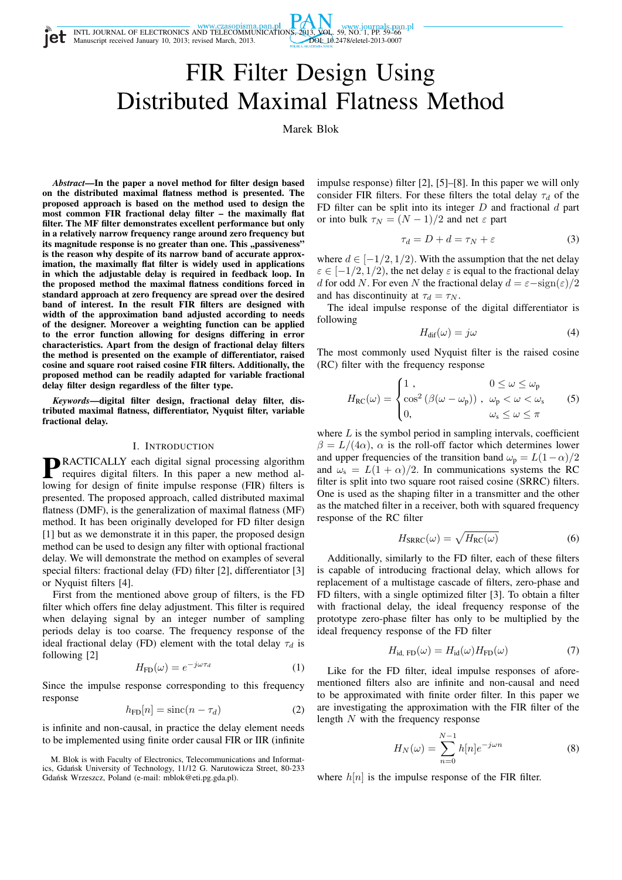# FIR Filter Design Using Distributed Maximal Flatness Method

Marek Blok

***Abstract*—In the paper a novel method for filter design based on the distributed maximal flatness method is presented. The proposed approach is based on the method used to design the most common FIR fractional delay filter – the maximally flat filter. The MF filter demonstrates excellent performance but only in a relatively narrow frequency range around zero frequency but its magnitude response is no greater than one. This „passiveness" is the reason why despite of its narrow band of accurate approximation, the maximally flat filter is widely used in applications in which the adjustable delay is required in feedback loop. In the proposed method the maximal flatness conditions forced in standard approach at zero frequency are spread over the desired band of interest. In the result FIR filters are designed with width of the approximation band adjusted according to needs of the designer. Moreover a weighting function can be applied to the error function allowing for designs differing in error characteristics. Apart from the design of fractional delay filters the method is presented on the example of differentiator, raised cosine and square root raised cosine FIR filters. Additionally, the proposed method can be readily adapted for variable fractional delay filter design regardless of the filter type.**

***Keywords*—digital filter design, fractional delay filter, distributed maximal flatness, differentiator, Nyquist filter, variable fractional delay.**

## I. Introduction

PRACTICALLY each digital signal processing algorithm requires digital filters. In this paper a new method allowing for design of finite impulse response (FIR) filters is presented. The proposed approach, called distributed maximal flatness (DMF), is the generalization of maximal flatness (MF) method. It has been originally developed for FD filter design [1] but as we demonstrate it in this paper, the proposed design method can be used to design any filter with optional fractional delay. We will demonstrate the method on examples of several special filters: fractional delay (FD) filter [2], differentiator [3] or Nyquist filters [4].

First from the mentioned above group of filters, is the FD filter which offers fine delay adjustment. This filter is required when delaying signal by an integer number of sampling periods delay is too coarse. The frequency response of the ideal fractional delay (FD) element with the total delay $\tau_d$ is following [2]

$$H_{\text{FD}}(\omega) = e^{-j\omega\tau_d} \tag{1}$$

Since the impulse response corresponding to this frequency response

$$h_{\text{FD}}[n] = \text{sinc}(n - \tau_d) \tag{2}$$

is infinite and non-causal, in practice the delay element needs to be implemented using finite order causal FIR or IIR (infinite impulse response) filter [2], [5]–[8]. In this paper we will only consider FIR filters. For these filters the total delay $\tau_d$ of the FD filter can be split into its integer $D$ and fractional $d$ part or into bulk $\tau_N = (N-1)/2$ and net $\varepsilon$ part

$$\tau_d = D + d = \tau_N + \varepsilon \tag{3}$$

where $d \in [-1/2, 1/2)$. With the assumption that the net delay $\varepsilon \in [-1/2, 1/2)$, the net delay $\varepsilon$ is equal to the fractional delay $d$ for odd $N$. For even $N$ the fractional delay $d = \varepsilon - \text{sign}(\varepsilon)/2$ and has discontinuity at $\tau_d = \tau_N$.

The ideal impulse response of the digital differentiator is following

$$H_{\text{dif}}(\omega) = j\omega \tag{4}$$

The most commonly used Nyquist filter is the raised cosine (RC) filter with the frequency response

$$H_{\text{RC}}(\omega) = \begin{cases} 1\,, & 0 \le \omega \le \omega_{\text{p}} \\ \cos^2\left(\beta(\omega - \omega_{\text{p}})\right)\,, & \omega_{\text{p}} < \omega < \omega_{\text{s}} \\ 0, & \omega_{\text{s}} \le \omega \le \pi \end{cases} \tag{5}$$

where $L$ is the symbol period in sampling intervals, coefficient $\beta = L/(4\alpha)$, $\alpha$ is the roll-off factor which determines lower and upper frequencies of the transition band $\omega_{\text{p}} = L(1-\alpha)/2$ and $\omega_{\text{s}} = L(1+\alpha)/2$. In communications systems the RC filter is split into two square root raised cosine (SRRC) filters. One is used as the shaping filter in a transmitter and the other as the matched filter in a receiver, both with squared frequency response of the RC filter

$$H_{\text{SRRC}}(\omega) = \sqrt{H_{\text{RC}}(\omega)} \tag{6}$$

Additionally, similarly to the FD filter, each of these filters is capable of introducing fractional delay, which allows for replacement of a multistage cascade of filters, zero-phase and FD filters, with a single optimized filter [3]. To obtain a filter with fractional delay, the ideal frequency response of the prototype zero-phase filter has only to be multiplied by the ideal frequency response of the FD filter

$$H_{\text{id, FD}}(\omega) = H_{\text{id}}(\omega) H_{\text{FD}}(\omega) \tag{7}$$

Like for the FD filter, ideal impulse responses of aforementioned filters also are infinite and non-causal and need to be approximated with finite order filter. In this paper we are investigating the approximation with the FIR filter of the length $N$ with the frequency response

$$H_N(\omega) = \sum_{n=0}^{N-1} h[n] e^{-j\omega n} \tag{8}$$

where $h[n]$ is the impulse response of the FIR filter.

M. Blok is with Faculty of Electronics, Telecommunications and Informatics, Gdańsk University of Technology, 11/12 G. Narutowicza Street, 80-233 Gdańsk Wrzeszcz, Poland (e-mail: mblok@eti.pg.gda.pl).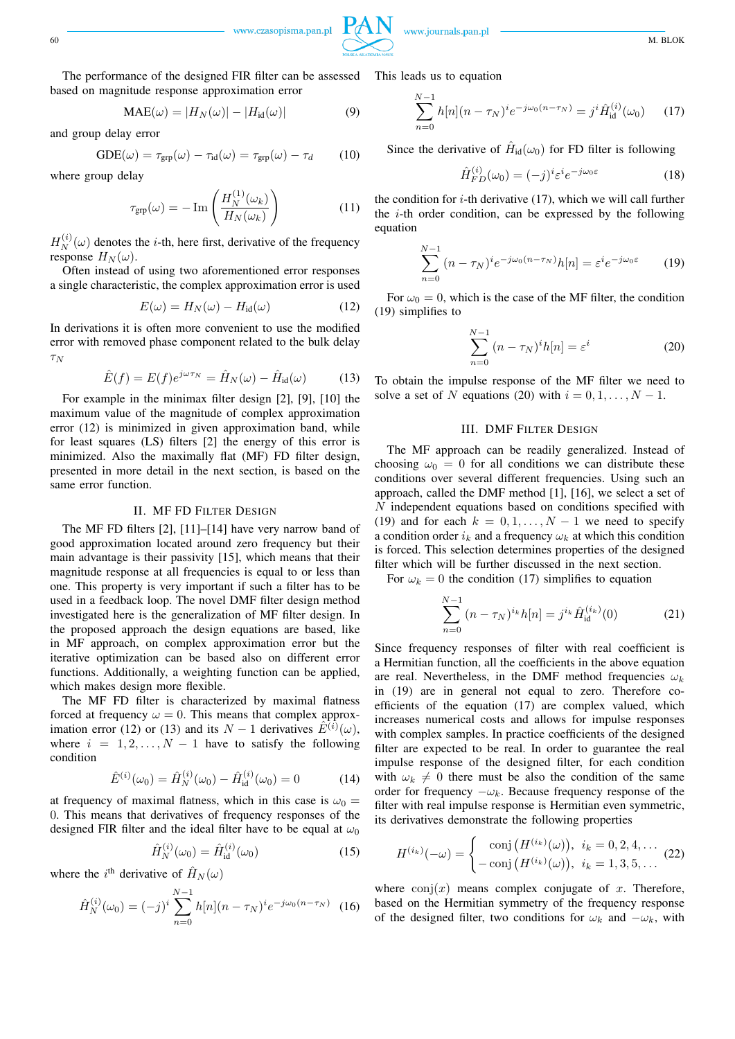The performance of the designed FIR filter can be assessed based on magnitude response approximation error

$$\mathrm{MAE}(\omega) = |H_N(\omega)| - |H_{\mathrm{id}}(\omega)| \tag{9}$$

and group delay error

$$\mathrm{GDE}(\omega) = \tau_{\mathrm{grp}}(\omega) - \tau_{\mathrm{id}}(\omega) = \tau_{\mathrm{grp}}(\omega) - \tau_d \tag{10}$$

where group delay

$$\tau_{\mathrm{grp}}(\omega) = -\,\mathrm{Im}\left(\frac{H_N^{(1)}(\omega_k)}{H_N(\omega_k)}\right) \tag{11}$$

$H_N^{(i)}(\omega)$ denotes the $i$-th, here first, derivative of the frequency response $H_N(\omega)$.

Often instead of using two aforementioned error responses a single characteristic, the complex approximation error is used

$$E(\omega) = H_N(\omega) - H_{\mathrm{id}}(\omega) \tag{12}$$

In derivations it is often more convenient to use the modified error with removed phase component related to the bulk delay $\tau_N$

$$\hat{E}(f) = E(f)e^{j\omega\tau_N} = \hat{H}_N(\omega) - \hat{H}_{\mathrm{id}}(\omega) \tag{13}$$

For example in the minimax filter design [2], [9], [10] the maximum value of the magnitude of complex approximation error (12) is minimized in given approximation band, while for least squares (LS) filters [2] the energy of this error is minimized. Also the maximally flat (MF) FD filter design, presented in more detail in the next section, is based on the same error function.

## II. MF FD Filter Design

The MF FD filters [2], [11]–[14] have very narrow band of good approximation located around zero frequency but their main advantage is their passivity [15], which means that their magnitude response at all frequencies is equal to or less than one. This property is very important if such a filter has to be used in a feedback loop. The novel DMF filter design method investigated here is the generalization of MF filter design. In the proposed approach the design equations are based, like in MF approach, on complex approximation error but the iterative optimization can be based also on different error functions. Additionally, a weighting function can be applied, which makes design more flexible.

The MF FD filter is characterized by maximal flatness forced at frequency $\omega = 0$. This means that complex approximation error (12) or (13) and its $N-1$ derivatives $\hat{E}^{(i)}(\omega)$, where $i = 1, 2, \ldots, N-1$ have to satisfy the following condition

$$\hat{E}^{(i)}(\omega_0) = \hat{H}_N^{(i)}(\omega_0) - \hat{H}_{\mathrm{id}}^{(i)}(\omega_0) = 0 \tag{14}$$

at frequency of maximal flatness, which in this case is $\omega_0 = 0$. This means that derivatives of frequency responses of the designed FIR filter and the ideal filter have to be equal at $\omega_0$

$$\hat{H}_N^{(i)}(\omega_0) = \hat{H}_{\mathrm{id}}^{(i)}(\omega_0) \tag{15}$$

where the $i^{\mathrm{th}}$ derivative of $\hat{H}_N(\omega)$

$$\hat{H}_N^{(i)}(\omega_0) = (-j)^i \sum_{n=0}^{N-1} h[n](n-\tau_N)^i e^{-j\omega_0(n-\tau_N)} \tag{16}$$

This leads us to equation

$$\sum_{n=0}^{N-1} h[n](n-\tau_N)^i e^{-j\omega_0(n-\tau_N)} = j^i \hat{H}_{\mathrm{id}}^{(i)}(\omega_0) \tag{17}$$

Since the derivative of $\hat{H}_{\mathrm{id}}(\omega_0)$ for FD filter is following

$$\hat{H}_{FD}^{(i)}(\omega_0) = (-j)^i \varepsilon^i e^{-j\omega_0\varepsilon} \tag{18}$$

the condition for $i$-th derivative (17), which we will call further the $i$-th order condition, can be expressed by the following equation

$$\sum_{n=0}^{N-1} (n-\tau_N)^i e^{-j\omega_0(n-\tau_N)} h[n] = \varepsilon^i e^{-j\omega_0\varepsilon} \tag{19}$$

For $\omega_0 = 0$, which is the case of the MF filter, the condition (19) simplifies to

$$\sum_{n=0}^{N-1} (n-\tau_N)^i h[n] = \varepsilon^i \tag{20}$$

To obtain the impulse response of the MF filter we need to solve a set of $N$ equations (20) with $i = 0, 1, \ldots, N-1$.

## III. DMF Filter Design

The MF approach can be readily generalized. Instead of choosing $\omega_0 = 0$ for all conditions we can distribute these conditions over several different frequencies. Using such an approach, called the DMF method [1], [16], we select a set of $N$ independent equations based on conditions specified with (19) and for each $k = 0, 1, \ldots, N-1$ we need to specify a condition order $i_k$ and a frequency $\omega_k$ at which this condition is forced. This selection determines properties of the designed filter which will be further discussed in the next section.

For $\omega_k = 0$ the condition (17) simplifies to equation

$$\sum_{n=0}^{N-1} (n-\tau_N)^{i_k} h[n] = j^{i_k} \hat{H}_{\mathrm{id}}^{(i_k)}(0) \tag{21}$$

Since frequency responses of filter with real coefficient is a Hermitian function, all the coefficients in the above equation are real. Nevertheless, in the DMF method frequencies $\omega_k$ in (19) are in general not equal to zero. Therefore coefficients of the equation (17) are complex valued, which increases numerical costs and allows for impulse responses with complex samples. In practice coefficients of the designed filter are expected to be real. In order to guarantee the real impulse response of the designed filter, for each condition with $\omega_k \neq 0$ there must be also the condition of the same order for frequency $-\omega_k$. Because frequency response of the filter with real impulse response is Hermitian even symmetric, its derivatives demonstrate the following properties

$$H^{(i_k)}(-\omega) = \begin{cases} \mathrm{conj}\left(H^{(i_k)}(\omega)\right), & i_k = 0, 2, 4, \ldots \\ -\,\mathrm{conj}\left(H^{(i_k)}(\omega)\right), & i_k = 1, 3, 5, \ldots \end{cases} \tag{22}$$

where $\mathrm{conj}(x)$ means complex conjugate of $x$. Therefore, based on the Hermitian symmetry of the frequency response of the designed filter, two conditions for $\omega_k$ and $-\omega_k$, with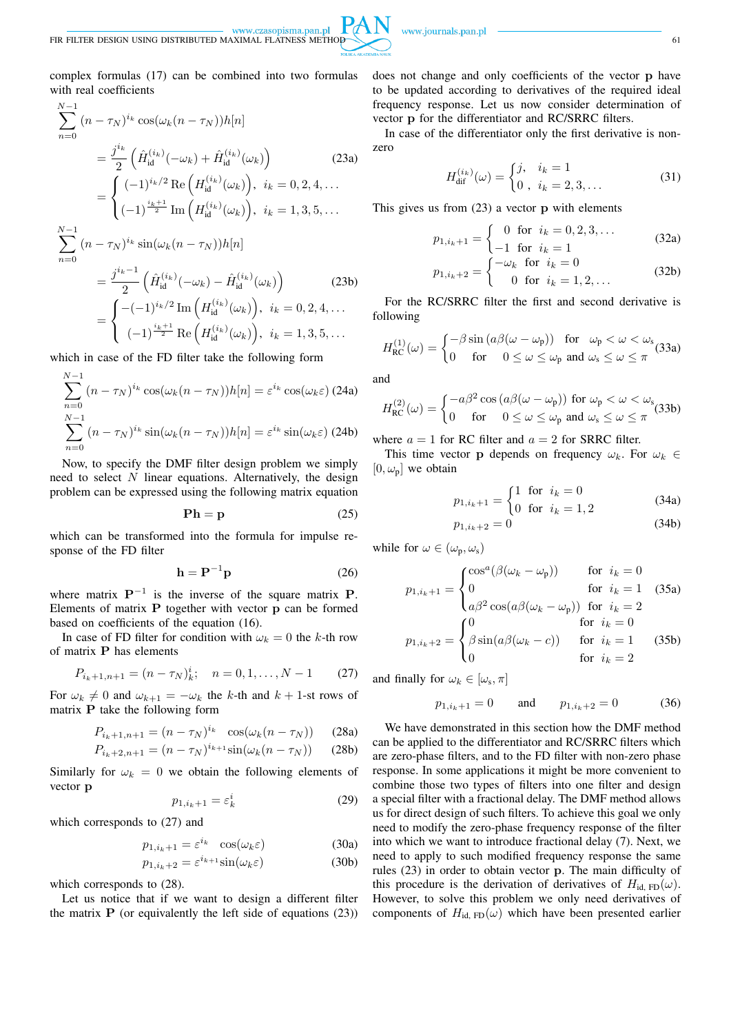complex formulas (17) can be combined into two formulas with real coefficients

$$\sum_{n=0}^{N-1} (n-\tau_N)^{i_k} \cos(\omega_k(n-\tau_N))h[n]$$
$$= \frac{j^{i_k}}{2}\left(\hat{H}_{\rm id}^{(i_k)}(-\omega_k) + \hat{H}_{\rm id}^{(i_k)}(\omega_k)\right) \tag{23a}$$
$$= \begin{cases} (-1)^{i_k/2}\,\mathrm{Re}\left(H_{\rm id}^{(i_k)}(\omega_k)\right), & i_k = 0,2,4,\ldots \\ (-1)^{\frac{i_k+1}{2}}\,\mathrm{Im}\left(H_{\rm id}^{(i_k)}(\omega_k)\right), & i_k = 1,3,5,\ldots \end{cases}$$

$$\sum_{n=0}^{N-1} (n-\tau_N)^{i_k} \sin(\omega_k(n-\tau_N))h[n]$$
$$= \frac{j^{i_k-1}}{2}\left(\hat{H}_{\rm id}^{(i_k)}(-\omega_k) - \hat{H}_{\rm id}^{(i_k)}(\omega_k)\right) \tag{23b}$$
$$= \begin{cases} -(-1)^{i_k/2}\,\mathrm{Im}\left(H_{\rm id}^{(i_k)}(\omega_k)\right), & i_k = 0,2,4,\ldots \\ (-1)^{\frac{i_k+1}{2}}\,\mathrm{Re}\left(H_{\rm id}^{(i_k)}(\omega_k)\right), & i_k = 1,3,5,\ldots \end{cases}$$

which in case of the FD filter take the following form

$$\sum_{n=0}^{N-1} (n-\tau_N)^{i_k} \cos(\omega_k(n-\tau_N))h[n] = \varepsilon^{i_k}\cos(\omega_k\varepsilon) \tag{24a}$$
$$\sum_{n=0}^{N-1} (n-\tau_N)^{i_k} \sin(\omega_k(n-\tau_N))h[n] = \varepsilon^{i_k}\sin(\omega_k\varepsilon) \tag{24b}$$

Now, to specify the DMF filter design problem we simply need to select $N$ linear equations. Alternatively, the design problem can be expressed using the following matrix equation

$$\mathbf{P}\mathbf{h} = \mathbf{p} \tag{25}$$

which can be transformed into the formula for impulse response of the FD filter

$$\mathbf{h} = \mathbf{P}^{-1}\mathbf{p} \tag{26}$$

where matrix $\mathbf{P}^{-1}$ is the inverse of the square matrix $\mathbf{P}$. Elements of matrix $\mathbf{P}$ together with vector $\mathbf{p}$ can be formed based on coefficients of the equation (16).

In case of FD filter for condition with $\omega_k = 0$ the $k$-th row of matrix $\mathbf{P}$ has elements

$$P_{i_k+1,n+1} = (n-\tau_N)_k^i; \quad n = 0,1,\ldots,N-1 \tag{27}$$

For $\omega_k \neq 0$ and $\omega_{k+1} = -\omega_k$ the $k$-th and $k+1$-st rows of matrix $\mathbf{P}$ take the following form

$$P_{i_k+1,n+1} = (n-\tau_N)^{i_k} \cos(\omega_k(n-\tau_N)) \tag{28a}$$
$$P_{i_k+2,n+1} = (n-\tau_N)^{i_k+1}\sin(\omega_k(n-\tau_N)) \tag{28b}$$

Similarly for $\omega_k = 0$ we obtain the following elements of vector $\mathbf{p}$

$$p_{1,i_k+1} = \varepsilon_k^i \tag{29}$$

which corresponds to (27) and

$$p_{1,i_k+1} = \varepsilon^{i_k} \cos(\omega_k\varepsilon) \tag{30a}$$
$$p_{1,i_k+2} = \varepsilon^{i_k+1}\sin(\omega_k\varepsilon) \tag{30b}$$

which corresponds to (28).

Let us notice that if we want to design a different filter the matrix $\mathbf{P}$ (or equivalently the left side of equations (23)) does not change and only coefficients of the vector $\mathbf{p}$ have to be updated according to derivatives of the required ideal frequency response. Let us now consider determination of vector $\mathbf{p}$ for the differentiator and RC/SRRC filters.

In case of the differentiator only the first derivative is non-zero

$$H_{\rm dif}^{(i_k)}(\omega) = \begin{cases} j, & i_k = 1 \\ 0\,, & i_k = 2,3,\ldots \end{cases} \tag{31}$$

This gives us from (23) a vector $\mathbf{p}$ with elements

$$p_{1,i_k+1} = \begin{cases} 0 & \text{for } i_k = 0,2,3,\ldots \\ -1 & \text{for } i_k = 1 \end{cases} \tag{32a}$$
$$p_{1,i_k+2} = \begin{cases} -\omega_k & \text{for } i_k = 0 \\ 0 & \text{for } i_k = 1,2,\ldots \end{cases} \tag{32b}$$

For the RC/SRRC filter the first and second derivative is following

$$H_{\rm RC}^{(1)}(\omega) = \begin{cases} -\beta\sin\left(a\beta(\omega-\omega_{\rm p})\right) & \text{for } \omega_{\rm p} < \omega < \omega_{\rm s} \\ 0 & \text{for } 0 \le \omega \le \omega_{\rm p} \text{ and } \omega_{\rm s} \le \omega \le \pi \end{cases} \tag{33a}$$

and

$$H_{\rm RC}^{(2)}(\omega) = \begin{cases} -a\beta^2\cos\left(a\beta(\omega-\omega_{\rm p})\right) & \text{for } \omega_{\rm p} < \omega < \omega_{\rm s} \\ 0 & \text{for } 0 \le \omega \le \omega_{\rm p} \text{ and } \omega_{\rm s} \le \omega \le \pi \end{cases} \tag{33b}$$

where $a = 1$ for RC filter and $a = 2$ for SRRC filter.

This time vector $\mathbf{p}$ depends on frequency $\omega_k$. For $\omega_k \in [0,\omega_{\rm p}]$ we obtain

$$p_{1,i_k+1} = \begin{cases} 1 & \text{for } i_k = 0 \\ 0 & \text{for } i_k = 1,2 \end{cases} \tag{34a}$$
$$p_{1,i_k+2} = 0 \tag{34b}$$

while for $\omega \in (\omega_{\rm p},\omega_{\rm s})$

$$p_{1,i_k+1} = \begin{cases} \cos^a(\beta(\omega_k-\omega_{\rm p})) & \text{for } i_k = 0 \\ 0 & \text{for } i_k = 1 \\ a\beta^2\cos(a\beta(\omega_k-\omega_{\rm p})) & \text{for } i_k = 2 \end{cases} \tag{35a}$$
$$p_{1,i_k+2} = \begin{cases} 0 & \text{for } i_k = 0 \\ \beta\sin(a\beta(\omega_k-c)) & \text{for } i_k = 1 \\ 0 & \text{for } i_k = 2 \end{cases} \tag{35b}$$

and finally for $\omega_k \in [\omega_{\rm s},\pi]$

$$p_{1,i_k+1} = 0 \qquad \text{and} \qquad p_{1,i_k+2} = 0 \tag{36}$$

We have demonstrated in this section how the DMF method can be applied to the differentiator and RC/SRRC filters which are zero-phase filters, and to the FD filter with non-zero phase response. In some applications it might be more convenient to combine those two types of filters into one filter and design a special filter with a fractional delay. The DMF method allows us for direct design of such filters. To achieve this goal we only need to modify the zero-phase frequency response of the filter into which we want to introduce fractional delay (7). Next, we need to apply to such modified frequency response the same rules (23) in order to obtain vector $\mathbf{p}$. The main difficulty of this procedure is the derivation of derivatives of $H_{\rm id,\,FD}(\omega)$. However, to solve this problem we only need derivatives of components of $H_{\rm id,\,FD}(\omega)$ which have been presented earlier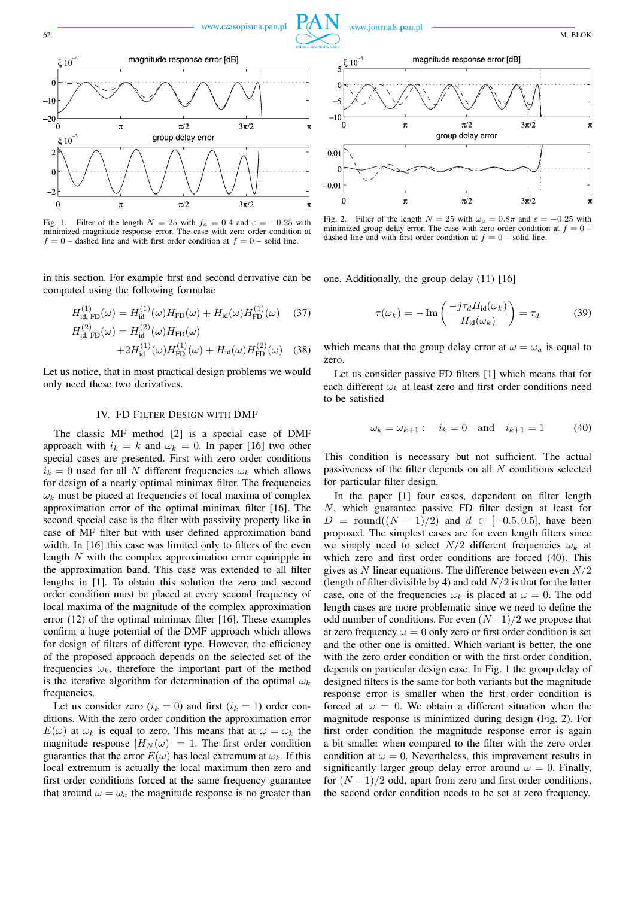Fig. 1. Filter of the length $N = 25$ with $f_a = 0.4$ and $\varepsilon = -0.25$ with minimized magnitude response error. The case with zero order condition at $f = 0$ – dashed line and with first order condition at $f = 0$ – solid line.

Fig. 2. Filter of the length $N = 25$ with $\omega_a = 0.8\pi$ and $\varepsilon = -0.25$ with minimized group delay error. The case with zero order condition at $f = 0$ – dashed line and with first order condition at $f = 0$ – solid line.

in this section. For example first and second derivative can be computed using the following formulae

$$H^{(1)}_{\text{id, FD}}(\omega) = H^{(1)}_{\text{id}}(\omega)H_{\text{FD}}(\omega) + H_{\text{id}}(\omega)H^{(1)}_{\text{FD}}(\omega) \quad (37)$$

$$H^{(2)}_{\text{id, FD}}(\omega) = H^{(2)}_{\text{id}}(\omega)H_{\text{FD}}(\omega) + 2H^{(1)}_{\text{id}}(\omega)H^{(1)}_{\text{FD}}(\omega) + H_{\text{id}}(\omega)H^{(2)}_{\text{FD}}(\omega) \quad (38)$$

Let us notice, that in most practical design problems we would only need these two derivatives.

## IV. FD Filter Design with DMF

The classic MF method [2] is a special case of DMF approach with $i_k = k$ and $\omega_k = 0$. In paper [16] two other special cases are presented. First with zero order conditions $i_k = 0$ used for all $N$ different frequencies $\omega_k$ which allows for design of a nearly optimal minimax filter. The frequencies $\omega_k$ must be placed at frequencies of local maxima of complex approximation error of the optimal minimax filter [16]. The second special case is the filter with passivity property like in case of MF filter but with user defined approximation band width. In [16] this case was limited only to filters of the even length $N$ with the complex approximation error equiripple in the approximation band. This case was extended to all filter lengths in [1]. To obtain this solution the zero and second order condition must be placed at every second frequency of local maxima of the magnitude of the complex approximation error (12) of the optimal minimax filter [16]. These examples confirm a huge potential of the DMF approach which allows for design of filters of different type. However, the efficiency of the proposed approach depends on the selected set of the frequencies $\omega_k$, therefore the important part of the method is the iterative algorithm for determination of the optimal $\omega_k$ frequencies.

Let us consider zero ($i_k = 0$) and first ($i_k = 1$) order conditions. With the zero order condition the approximation error $E(\omega)$ at $\omega_k$ is equal to zero. This means that at $\omega = \omega_k$ the magnitude response $|H_N(\omega)| = 1$. The first order condition guaranties that the error $E(\omega)$ has local extremum at $\omega_k$. If this local extremum is actually the local maximum then zero and first order conditions forced at the same frequency guarantee that around $\omega = \omega_a$ the magnitude response is no greater than one. Additionally, the group delay (11) [16]

$$\tau(\omega_k) = -\operatorname{Im}\left(\frac{-j\tau_d H_{\text{id}}(\omega_k)}{H_{\text{id}}(\omega_k)}\right) = \tau_d \quad (39)$$

which means that the group delay error at $\omega = \omega_a$ is equal to zero.

Let us consider passive FD filters [1] which means that for each different $\omega_k$ at least zero and first order conditions need to be satisfied

$$\omega_k = \omega_{k+1}: \quad i_k = 0 \quad \text{and} \quad i_{k+1} = 1 \quad (40)$$

This condition is necessary but not sufficient. The actual passiveness of the filter depends on all $N$ conditions selected for particular filter design.

In the paper [1] four cases, dependent on filter length $N$, which guarantee passive FD filter design at least for $D = \text{round}((N-1)/2)$ and $d \in [-0.5, 0.5]$, have been proposed. The simplest cases are for even length filters since we simply need to select $N/2$ different frequencies $\omega_k$ at which zero and first order conditions are forced (40). This gives as $N$ linear equations. The difference between even $N/2$ (length of filter divisible by 4) and odd $N/2$ is that for the latter case, one of the frequencies $\omega_k$ is placed at $\omega = 0$. The odd length cases are more problematic since we need to define the odd number of conditions. For even $(N-1)/2$ we propose that at zero frequency $\omega = 0$ only zero or first order condition is set and the other one is omitted. Which variant is better, the one with the zero order condition or with the first order condition, depends on particular design case. In Fig. 1 the group delay of designed filters is the same for both variants but the magnitude response error is smaller when the first order condition is forced at $\omega = 0$. We obtain a different situation when the magnitude response is minimized during design (Fig. 2). For first order condition the magnitude response error is again a bit smaller when compared to the filter with the zero order condition at $\omega = 0$. Nevertheless, this improvement results in significantly larger group delay error around $\omega = 0$. Finally, for $(N-1)/2$ odd, apart from zero and first order conditions, the second order condition needs to be set at zero frequency.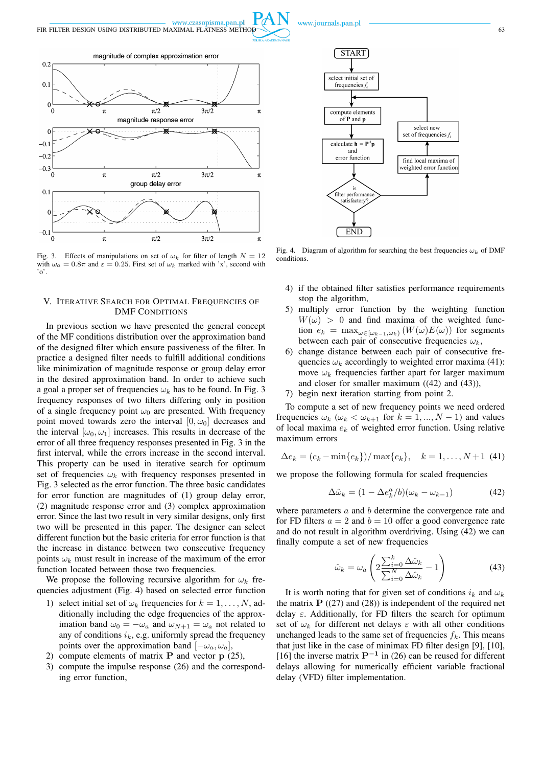Fig. 3. Effects of manipulations on set of $\omega_k$ for filter of length $N = 12$ with $\omega_a = 0.8\pi$ and $\varepsilon = 0.25$. First set of $\omega_k$ marked with 'x', second with 'o'.

Fig. 4. Diagram of algorithm for searching the best frequencies $\omega_k$ of DMF conditions.

## V. Iterative Search for Optimal Frequencies of DMF Conditions

In previous section we have presented the general concept of the MF conditions distribution over the approximation band of the designed filter which ensure passiveness of the filter. In practice a designed filter needs to fulfill additional conditions like minimization of magnitude response or group delay error in the desired approximation band. In order to achieve such a goal a proper set of frequencies $\omega_k$ has to be found. In Fig. 3 frequency responses of two filters differing only in position of a single frequency point $\omega_0$ are presented. With frequency point moved towards zero the interval $[0, \omega_0]$ decreases and the interval $[\omega_0, \omega_1]$ increases. This results in decrease of the error of all three frequency responses presented in Fig. 3 in the first interval, while the errors increase in the second interval. This property can be used in iterative search for optimum set of frequencies $\omega_k$ with frequency responses presented in Fig. 3 selected as the error function. The three basic candidates for error function are magnitudes of (1) group delay error, (2) magnitude response error and (3) complex approximation error. Since the last two result in very similar designs, only first two will be presented in this paper. The designer can select different function but the basic criteria for error function is that the increase in distance between two consecutive frequency points $\omega_k$ must result in increase of the maximum of the error function located between those two frequencies.

We propose the following recursive algorithm for $\omega_k$ frequencies adjustment (Fig. 4) based on selected error function

1) select initial set of $\omega_k$ frequencies for $k = 1, \ldots, N$, additionally including the edge frequencies of the approximation band $\omega_0 = -\omega_a$ and $\omega_{N+1} = \omega_a$ not related to any of conditions $i_k$, e.g. uniformly spread the frequency points over the approximation band $[-\omega_a, \omega_a]$,
2) compute elements of matrix $\mathbf{P}$ and vector $\mathbf{p}$ (25),
3) compute the impulse response (26) and the corresponding error function,
4) if the obtained filter satisfies performance requirements stop the algorithm,
5) multiply error function by the weighting function $W(\omega) > 0$ and find local maxima of the weighted function $e_k = \max_{\omega \in [\omega_{k-1}, \omega_k)} (W(\omega)E(\omega))$ for segments between each pair of consecutive frequencies $\omega_k$,
6) change distance between each pair of consecutive frequencies $\omega_k$ accordingly to weighted error maxima (41): move $\omega_k$ frequencies farther apart for larger maximum and closer for smaller maximum ((42) and (43)),
7) begin next iteration starting from point 2.

To compute a set of new frequency points we need ordered frequencies $\omega_k$ ($\omega_k < \omega_{k+1}$ for $k = 1, ..., N-1$) and values of local maxima $e_k$ of weighted error function. Using relative maximum errors

$$\Delta e_k = (e_k - \min\{e_k\}) / \max\{e_k\}, \quad k = 1, \ldots, N+1 \quad (41)$$

we propose the following formula for scaled frequencies

$$\Delta\hat{\omega}_k = (1 - \Delta e_k^a / b)(\omega_k - \omega_{k-1}) \quad (42)$$

where parameters $a$ and $b$ determine the convergence rate and for FD filters $a = 2$ and $b = 10$ offer a good convergence rate and do not result in algorithm overdriving. Using (42) we can finally compute a set of new frequencies

$$\hat{\omega}_k = \omega_a \left( 2 \frac{\sum_{i=0}^{k} \Delta\hat{\omega}_k}{\sum_{i=0}^{N} \Delta\hat{\omega}_k} - 1 \right) \quad (43)$$

It is worth noting that for given set of conditions $i_k$ and $\omega_k$ the matrix $\mathbf{P}$ ((27) and (28)) is independent of the required net delay $\varepsilon$. Additionally, for FD filters the search for optimum set of $\omega_k$ for different net delays $\varepsilon$ with all other conditions unchanged leads to the same set of frequencies $f_k$. This means that just like in the case of minimax FD filter design [9], [10], [16] the inverse matrix $\mathbf{P}^{-1}$ in (26) can be reused for different delays allowing for numerically efficient variable fractional delay (VFD) filter implementation.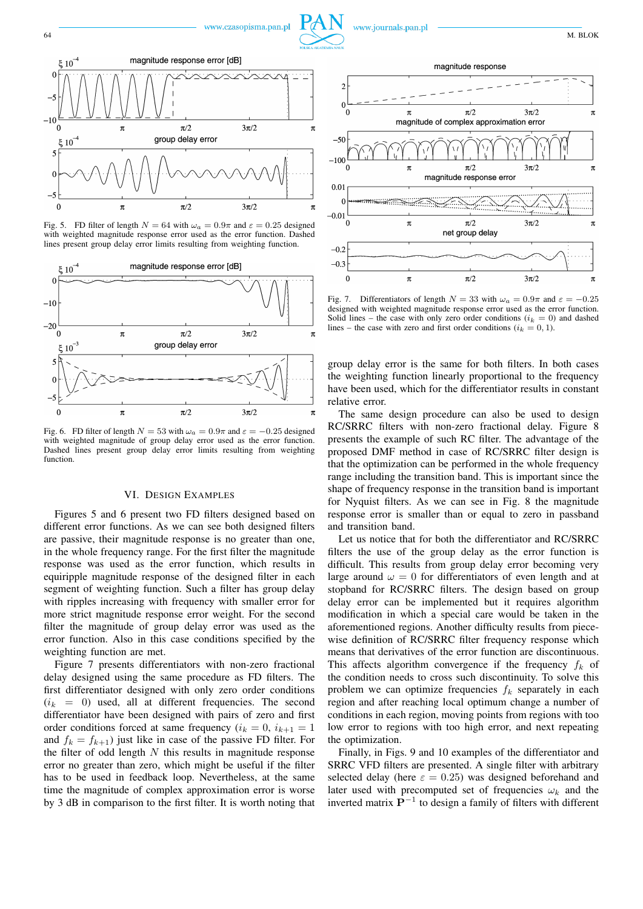Fig. 5. FD filter of length $N = 64$ with $\omega_a = 0.9\pi$ and $\varepsilon = 0.25$ designed with weighted magnitude response error used as the error function. Dashed lines present group delay error limits resulting from weighting function.

Fig. 6. FD filter of length $N = 53$ with $\omega_a = 0.9\pi$ and $\varepsilon = -0.25$ designed with weighted magnitude of group delay error used as the error function. Dashed lines present group delay error limits resulting from weighting function.

## VI. Design Examples

Figures 5 and 6 present two FD filters designed based on different error functions. As we can see both designed filters are passive, their magnitude response is no greater than one, in the whole frequency range. For the first filter the magnitude response was used as the error function, which results in equiripple magnitude response of the designed filter in each segment of weighting function. Such a filter has group delay with ripples increasing with frequency with smaller error for more strict magnitude response error weight. For the second filter the magnitude of group delay error was used as the error function. Also in this case conditions specified by the weighting function are met.

Figure 7 presents differentiators with non-zero fractional delay designed using the same procedure as FD filters. The first differentiator designed with only zero order conditions ($i_k = 0$) used, all at different frequencies. The second differentiator have been designed with pairs of zero and first order conditions forced at same frequency ($i_k = 0$, $i_{k+1} = 1$ and $f_k = f_{k+1}$) just like in case of the passive FD filter. For the filter of odd length $N$ this results in magnitude response error no greater than zero, which might be useful if the filter has to be used in feedback loop. Nevertheless, at the same time the magnitude of complex approximation error is worse by 3 dB in comparison to the first filter. It is worth noting that group delay error is the same for both filters. In both cases the weighting function linearly proportional to the frequency have been used, which for the differentiator results in constant relative error.

Fig. 7. Differentiators of length $N = 33$ with $\omega_a = 0.9\pi$ and $\varepsilon = -0.25$ designed with weighted magnitude response error used as the error function. Solid lines – the case with only zero order conditions ($i_k = 0$) and dashed lines – the case with zero and first order conditions ($i_k = 0, 1$).

The same design procedure can also be used to design RC/SRRC filters with non-zero fractional delay. Figure 8 presents the example of such RC filter. The advantage of the proposed DMF method in case of RC/SRRC filter design is that the optimization can be performed in the whole frequency range including the transition band. This is important since the shape of frequency response in the transition band is important for Nyquist filters. As we can see in Fig. 8 the magnitude response error is smaller than or equal to zero in passband and transition band.

Let us notice that for both the differentiator and RC/SRRC filters the use of the group delay as the error function is difficult. This results from group delay error becoming very large around $\omega = 0$ for differentiators of even length and at stopband for RC/SRRC filters. The design based on group delay error can be implemented but it requires algorithm modification in which a special care would be taken in the aforementioned regions. Another difficulty results from piece-wise definition of RC/SRRC filter frequency response which means that derivatives of the error function are discontinuous. This affects algorithm convergence if the frequency $f_k$ of the condition needs to cross such discontinuity. To solve this problem we can optimize frequencies $f_k$ separately in each region and after reaching local optimum change a number of conditions in each region, moving points from regions with too low error to regions with too high error, and next repeating the optimization.

Finally, in Figs. 9 and 10 examples of the differentiator and SRRC VFD filters are presented. A single filter with arbitrary selected delay (here $\varepsilon = 0.25$) was designed beforehand and later used with precomputed set of frequencies $\omega_k$ and the inverted matrix $\mathbf{P}^{-1}$ to design a family of filters with different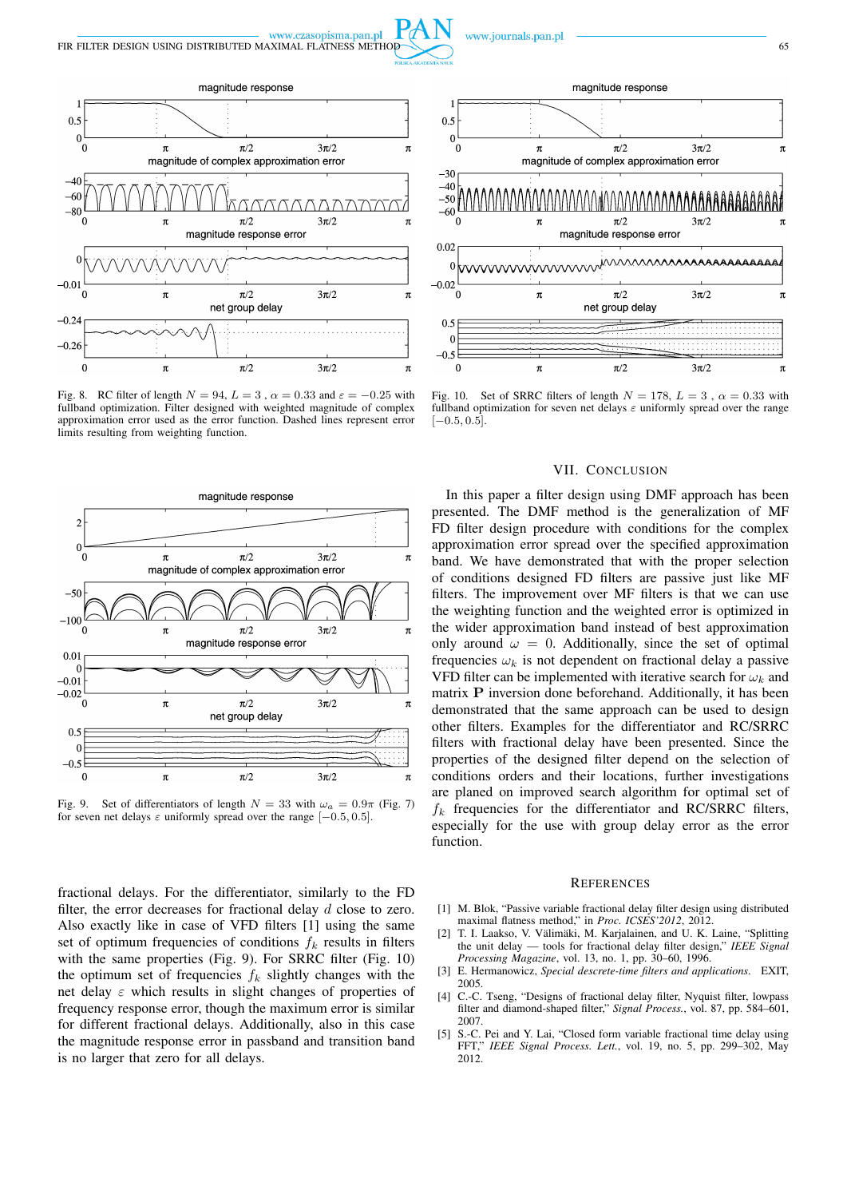Fig. 8. RC filter of length $N = 94$, $L = 3$, $\alpha = 0.33$ and $\varepsilon = -0.25$ with fullband optimization. Filter designed with weighted magnitude of complex approximation error used as the error function. Dashed lines represent error limits resulting from weighting function.

Fig. 10. Set of SRRC filters of length $N = 178$, $L = 3$, $\alpha = 0.33$ with fullband optimization for seven net delays $\varepsilon$ uniformly spread over the range $[-0.5, 0.5]$.

Fig. 9. Set of differentiators of length $N = 33$ with $\omega_a = 0.9\pi$ (Fig. 7) for seven net delays $\varepsilon$ uniformly spread over the range $[-0.5, 0.5]$.

fractional delays. For the differentiator, similarly to the FD filter, the error decreases for fractional delay $d$ close to zero. Also exactly like in case of VFD filters [1] using the same set of optimum frequencies of conditions $f_k$ results in filters with the same properties (Fig. 9). For SRRC filter (Fig. 10) the optimum set of frequencies $f_k$ slightly changes with the net delay $\varepsilon$ which results in slight changes of properties of frequency response error, though the maximum error is similar for different fractional delays. Additionally, also in this case the magnitude response error in passband and transition band is no larger that zero for all delays.

## VII. Conclusion

In this paper a filter design using DMF approach has been presented. The DMF method is the generalization of MF FD filter design procedure with conditions for the complex approximation error spread over the specified approximation band. We have demonstrated that with the proper selection of conditions designed FD filters are passive just like MF filters. The improvement over MF filters is that we can use the weighting function and the weighted error is optimized in the wider approximation band instead of best approximation only around $\omega = 0$. Additionally, since the set of optimal frequencies $\omega_k$ is not dependent on fractional delay a passive VFD filter can be implemented with iterative search for $\omega_k$ and matrix $\mathbf{P}$ inversion done beforehand. Additionally, it has been demonstrated that the same approach can be used to design other filters. Examples for the differentiator and RC/SRRC filters with fractional delay have been presented. Since the properties of the designed filter depend on the selection of conditions orders and their locations, further investigations are planed on improved search algorithm for optimal set of $f_k$ frequencies for the differentiator and RC/SRRC filters, especially for the use with group delay error as the error function.

## References

[1] M. Blok, "Passive variable fractional delay filter design using distributed maximal flatness method," in *Proc. ICSES'2012*, 2012.

[2] T. I. Laakso, V. Välimäki, M. Karjalainen, and U. K. Laine, "Splitting the unit delay — tools for fractional delay filter design," *IEEE Signal Processing Magazine*, vol. 13, no. 1, pp. 30–60, 1996.

[3] E. Hermanowicz, *Special descrete-time filters and applications*. EXIT, 2005.

[4] C.-C. Tseng, "Designs of fractional delay filter, Nyquist filter, lowpass filter and diamond-shaped filter," *Signal Process.*, vol. 87, pp. 584–601, 2007.

[5] S.-C. Pei and Y. Lai, "Closed form variable fractional time delay using FFT," *IEEE Signal Process. Lett.*, vol. 19, no. 5, pp. 299–302, May 2012.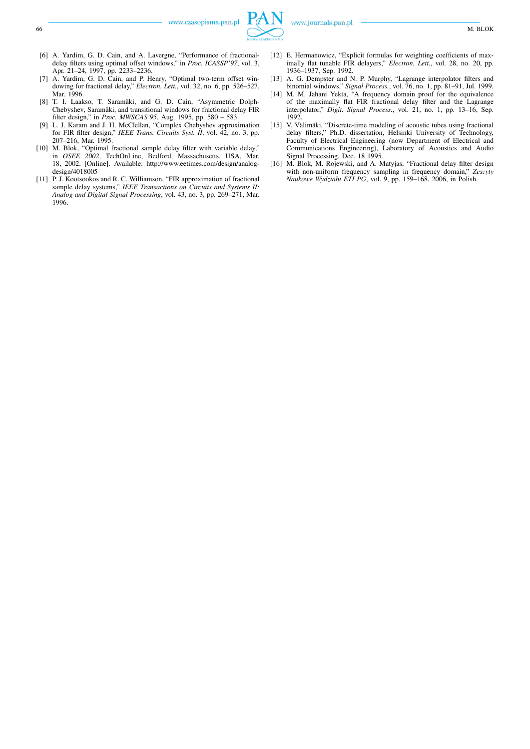[6] A. Yardim, G. D. Cain, and A. Lavergne, "Performance of fractional-delay filters using optimal offset windows," in *Proc. ICASSP'97*, vol. 3, Apr. 21–24, 1997, pp. 2233–2236.

[7] A. Yardim, G. D. Cain, and P. Henry, "Optimal two-term offset windowing for fractional delay," *Electron. Lett.*, vol. 32, no. 6, pp. 526–527, Mar. 1996.

[8] T. I. Laakso, T. Saramäki, and G. D. Cain, "Asymmetric Dolph-Chebyshev, Saramäki, and transitional windows for fractional delay FIR filter design," in *Proc. MWSCAS'95*, Aug. 1995, pp. 580 – 583.

[9] L. J. Karam and J. H. McClellan, "Complex Chebyshev approximation for FIR filter design," *IEEE Trans. Circuits Syst. II*, vol. 42, no. 3, pp. 207–216, Mar. 1995.

[10] M. Blok, "Optimal fractional sample delay filter with variable delay," in *OSEE 2002*, TechOnLine, Bedford, Massachusetts, USA, Mar. 18, 2002. [Online]. Available: http://www.eetimes.com/design/analog-design/4018005

[11] P. J. Kootsookos and R. C. Williamson, "FIR approximation of fractional sample delay systems," *IEEE Transactions on Circuits and Systems II: Analog and Digital Signal Processing*, vol. 43, no. 3, pp. 269–271, Mar. 1996.

[12] E. Hermanowicz, "Explicit formulas for weighting coefficients of maximally flat tunable FIR delayers," *Electron. Lett.*, vol. 28, no. 20, pp. 1936–1937, Sep. 1992.

[13] A. G. Dempster and N. P. Murphy, "Lagrange interpolator filters and binomial windows," *Signal Process.*, vol. 76, no. 1, pp. 81–91, Jul. 1999.

[14] M. M. Jahani Yekta, "A frequency domain proof for the equivalence of the maximally flat FIR fractional delay filter and the Lagrange interpolator," *Digit. Signal Process.*, vol. 21, no. 1, pp. 13–16, Sep. 1992.

[15] V. Välimäki, "Discrete-time modeling of acoustic tubes using fractional delay filters," Ph.D. dissertation, Helsinki University of Technology, Faculty of Electrical Engineering (now Department of Electrical and Communications Engineering), Laboratory of Acoustics and Audio Signal Processing, Dec. 18 1995.

[16] M. Blok, M. Rojewski, and A. Matyjas, "Fractional delay filter design with non-uniform frequency sampling in frequency domain," *Zeszyty Naukowe Wydziału ETI PG*, vol. 9, pp. 159–168, 2006, in Polish.